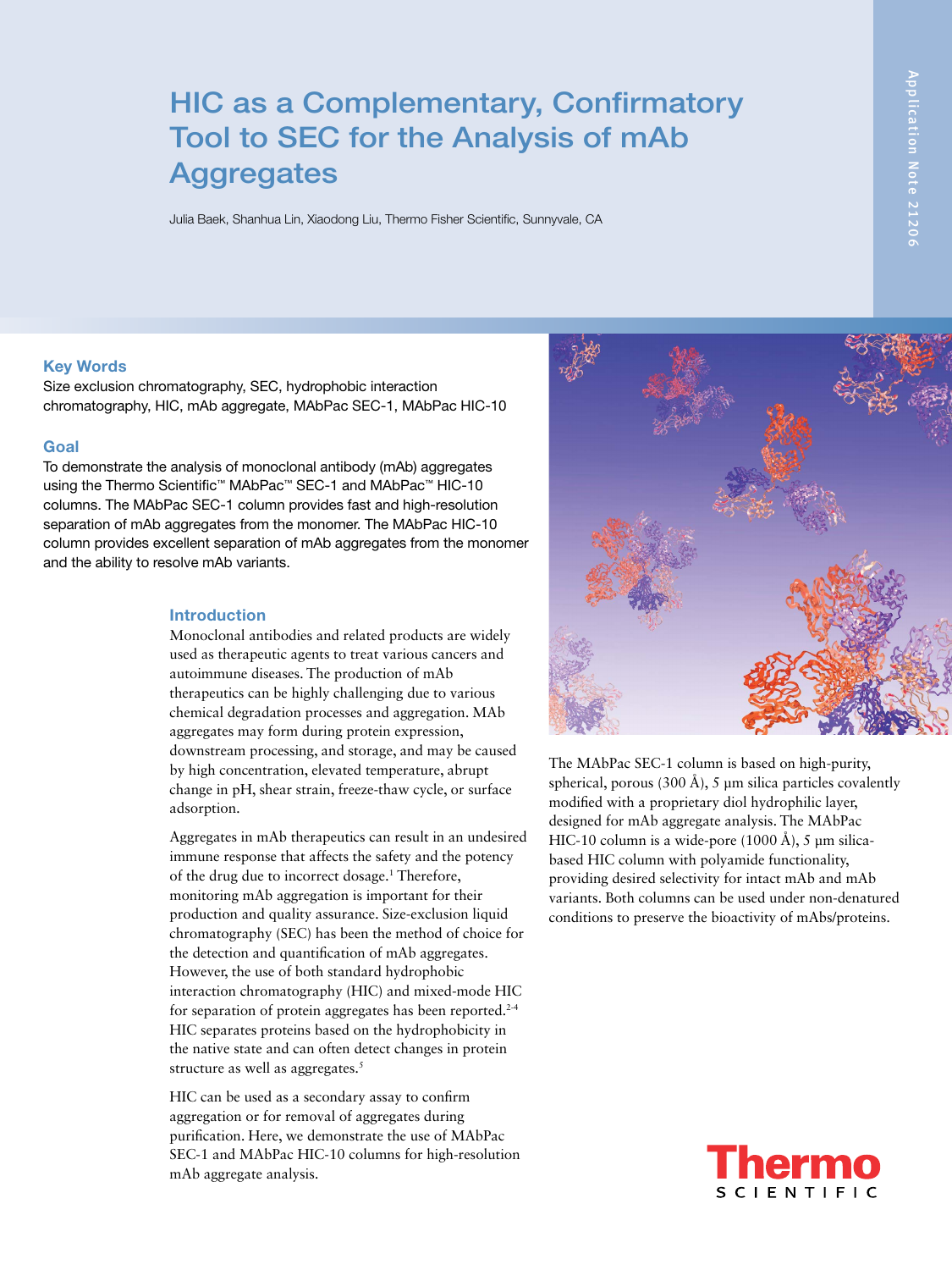# HIC as a Complementary, Confirmatory Tool to SEC for the Analysis of mAb Aggregates

Julia Baek, Shanhua Lin, Xiaodong Liu, Thermo Fisher Scientific, Sunnyvale, CA

Application Note 21206

## Key Words

Size exclusion chromatography, SEC, hydrophobic interaction chromatography, HIC, mAb aggregate, MAbPac SEC-1, MAbPac HIC-10

## Goal

To demonstrate the analysis of monoclonal antibody (mAb) aggregates using the Thermo Scientific™ MAbPac™ SEC-1 and MAbPac™ HIC-10 columns. The MAbPac SEC-1 column provides fast and high-resolution separation of mAb aggregates from the monomer. The MAbPac HIC-10 column provides excellent separation of mAb aggregates from the monomer and the ability to resolve mAb variants.

## Introduction

Monoclonal antibodies and related products are widely used as therapeutic agents to treat various cancers and autoimmune diseases. The production of mAb therapeutics can be highly challenging due to various chemical degradation processes and aggregation. MAb aggregates may form during protein expression, downstream processing, and storage, and may be caused by high concentration, elevated temperature, abrupt change in pH, shear strain, freeze-thaw cycle, or surface adsorption.

Aggregates in mAb therapeutics can result in an undesired immune response that affects the safety and the potency of the drug due to incorrect dosage.[1] Therefore, monitoring mAb aggregation is important for their production and quality assurance. Size-exclusion liquid chromatography (SEC) has been the method of choice for the detection and quantification of mAb aggregates. However, the use of both standard hydrophobic interaction chromatography (HIC) and mixed-mode HIC for separation of protein aggregates has been reported.[2-4] HIC separates proteins based on the hydrophobicity in the native state and can often detect changes in protein structure as well as aggregates.[5]

HIC can be used as a secondary assay to confirm aggregation or for removal of aggregates during purification. Here, we demonstrate the use of MAbPac SEC-1 and MAbPac HIC-10 columns for high-resolution mAb aggregate analysis.

The MAbPac SEC-1 column is based on high-purity, spherical, porous (300 Å), 5 µm silica particles covalently modified with a proprietary diol hydrophilic layer, designed for mAb aggregate analysis. The MAbPac HIC-10 column is a wide-pore (1000 Å), 5 µm silica-based HIC column with polyamide functionality, providing desired selectivity for intact mAb and mAb variants. Both columns can be used under non-denatured conditions to preserve the bioactivity of mAbs/proteins.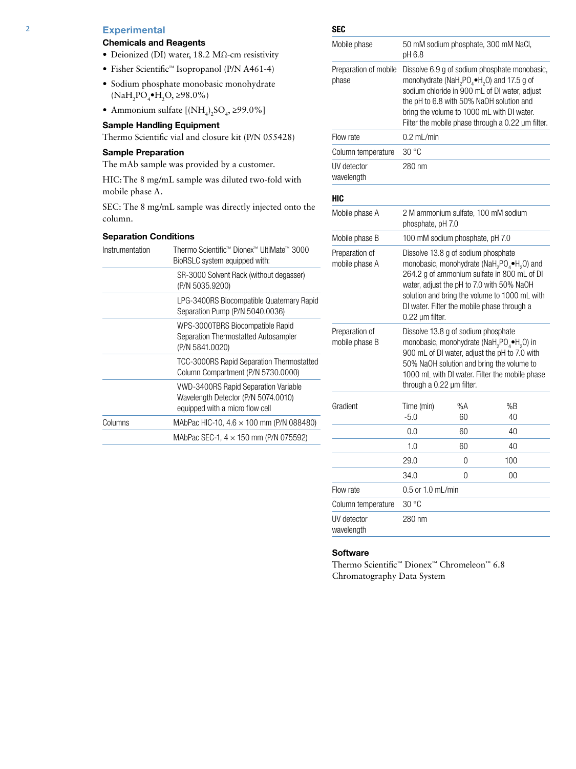## Experimental

### Chemicals and Reagents

- Deionized (DI) water, 18.2 MΩ-cm resistivity
- Fisher Scientific™ Isopropanol (P/N A461-4)
- Sodium phosphate monobasic monohydrate ($NaH_2PO_4$•$H_2O$, ≥98.0%)
- Ammonium sulfate [$(NH_4)_2SO_4$, ≥99.0%]

### Sample Handling Equipment

Thermo Scientific vial and closure kit (P/N 055428)

### Sample Preparation

The mAb sample was provided by a customer.

HIC: The 8 mg/mL sample was diluted two-fold with mobile phase A.

SEC: The 8 mg/mL sample was directly injected onto the column.

### Separation Conditions

| | |
|---|---|
| Instrumentation | Thermo Scientific™ Dionex™ UltiMate™ 3000 BioRSLC system equipped with: |
| | SR-3000 Solvent Rack (without degasser) (P/N 5035.9200) |
| | LPG-3400RS Biocompatible Quaternary Rapid Separation Pump (P/N 5040.0036) |
| | WPS-3000TBRS Biocompatible Rapid Separation Thermostatted Autosampler (P/N 5841.0020) |
| | TCC-3000RS Rapid Separation Thermostatted Column Compartment (P/N 5730.0000) |
| | VWD-3400RS Rapid Separation Variable Wavelength Detector (P/N 5074.0010) equipped with a micro flow cell |
| Columns | MAbPac HIC-10, 4.6 × 100 mm (P/N 088480) |
| | MAbPac SEC-1, 4 × 150 mm (P/N 075592) |

#### SEC

| | |
|---|---|
| Mobile phase | 50 mM sodium phosphate, 300 mM NaCl, pH 6.8 |
| Preparation of mobile phase | Dissolve 6.9 g of sodium phosphate monobasic, monohydrate ($NaH_2PO_4$•$H_2O$) and 17.5 g of sodium chloride in 900 mL of DI water, adjust the pH to 6.8 with 50% NaOH solution and bring the volume to 1000 mL with DI water. Filter the mobile phase through a 0.22 µm filter. |
| Flow rate | 0.2 mL/min |
| Column temperature | 30 °C |
| UV detector wavelength | 280 nm |

#### HIC

| | | | |
|---|---|---|---|
| Mobile phase A | 2 M ammonium sulfate, 100 mM sodium phosphate, pH 7.0 | | |
| Mobile phase B | 100 mM sodium phosphate, pH 7.0 | | |
| Preparation of mobile phase A | Dissolve 13.8 g of sodium phosphate monobasic, monohydrate ($NaH_2PO_4$•$H_2O$) and 264.2 g of ammonium sulfate in 800 mL of DI water, adjust the pH to 7.0 with 50% NaOH solution and bring the volume to 1000 mL with DI water. Filter the mobile phase through a 0.22 µm filter. | | |
| Preparation of mobile phase B | Dissolve 13.8 g of sodium phosphate monobasic, monohydrate ($NaH_2PO_4$•$H_2O$) in 900 mL of DI water, adjust the pH to 7.0 with 50% NaOH solution and bring the volume to 1000 mL with DI water. Filter the mobile phase through a 0.22 µm filter. | | |
| Gradient | Time (min) | %A | %B |
| | -5.0 | 60 | 40 |
| | 0.0 | 60 | 40 |
| | 1.0 | 60 | 40 |
| | 29.0 | 0 | 100 |
| | 34.0 | 0 | 00 |
| Flow rate | 0.5 or 1.0 mL/min | | |
| Column temperature | 30 °C | | |
| UV detector wavelength | 280 nm | | |

### Software

Thermo Scientific™ Dionex™ Chromeleon™ 6.8 Chromatography Data System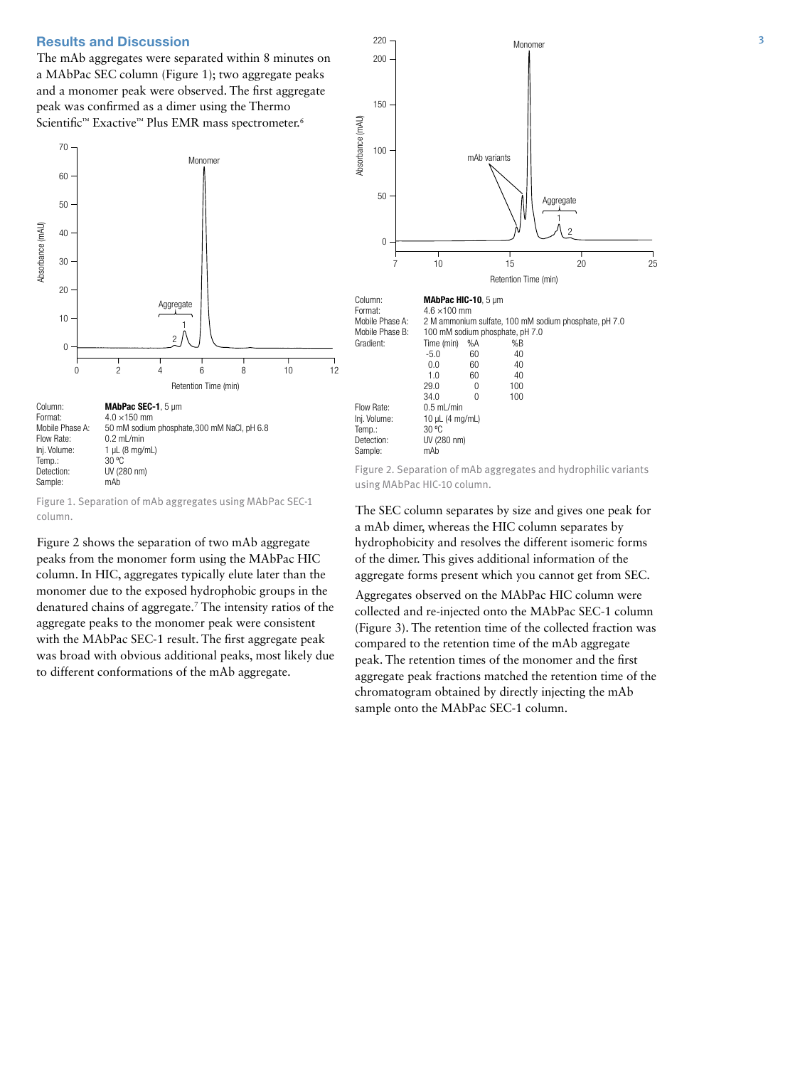## Results and Discussion

The mAb aggregates were separated within 8 minutes on a MAbPac SEC column (Figure 1); two aggregate peaks and a monomer peak were observed. The first aggregate peak was confirmed as a dimer using the Thermo Scientific™ Exactive™ Plus EMR mass spectrometer.[6]

| | |
|---|---|
| Column: | **MAbPac SEC-1**, 5 µm |
| Format: | 4.0 × 150 mm |
| Mobile Phase A: | 50 mM sodium phosphate, 300 mM NaCl, pH 6.8 |
| Flow Rate: | 0.2 mL/min |
| Inj. Volume: | 1 µL (8 mg/mL) |
| Temp.: | 30 °C |
| Detection: | UV (280 nm) |
| Sample: | mAb |

Figure 1. Separation of mAb aggregates using MAbPac SEC-1 column.

Figure 2 shows the separation of two mAb aggregate peaks from the monomer form using the MAbPac HIC column. In HIC, aggregates typically elute later than the monomer due to the exposed hydrophobic groups in the denatured chains of aggregate.[7] The intensity ratios of the aggregate peaks to the monomer peak were consistent with the MAbPac SEC-1 result. The first aggregate peak was broad with obvious additional peaks, most likely due to different conformations of the mAb aggregate.

| | |
|---|---|
| Column: | **MAbPac HIC-10**, 5 µm |
| Format: | 4.6 × 100 mm |
| Mobile Phase A: | 2 M ammonium sulfate, 100 mM sodium phosphate, pH 7.0 |
| Mobile Phase B: | 100 mM sodium phosphate, pH 7.0 |
| Gradient: | see below |
| Flow Rate: | 0.5 mL/min |
| Inj. Volume: | 10 µL (4 mg/mL) |
| Temp.: | 30 °C |
| Detection: | UV (280 nm) |
| Sample: | mAb |

| Time (min) | %A | %B |
|---|---|---|
| -5.0 | 60 | 40 |
| 0.0 | 60 | 40 |
| 1.0 | 60 | 40 |
| 29.0 | 0 | 100 |
| 34.0 | 0 | 100 |

Figure 2. Separation of mAb aggregates and hydrophilic variants using MAbPac HIC-10 column.

The SEC column separates by size and gives one peak for a mAb dimer, whereas the HIC column separates by hydrophobicity and resolves the different isomeric forms of the dimer. This gives additional information of the aggregate forms present which you cannot get from SEC.

Aggregates observed on the MAbPac HIC column were collected and re-injected onto the MAbPac SEC-1 column (Figure 3). The retention time of the collected fraction was compared to the retention time of the mAb aggregate peak. The retention times of the monomer and the first aggregate peak fractions matched the retention time of the chromatogram obtained by directly injecting the mAb sample onto the MAbPac SEC-1 column.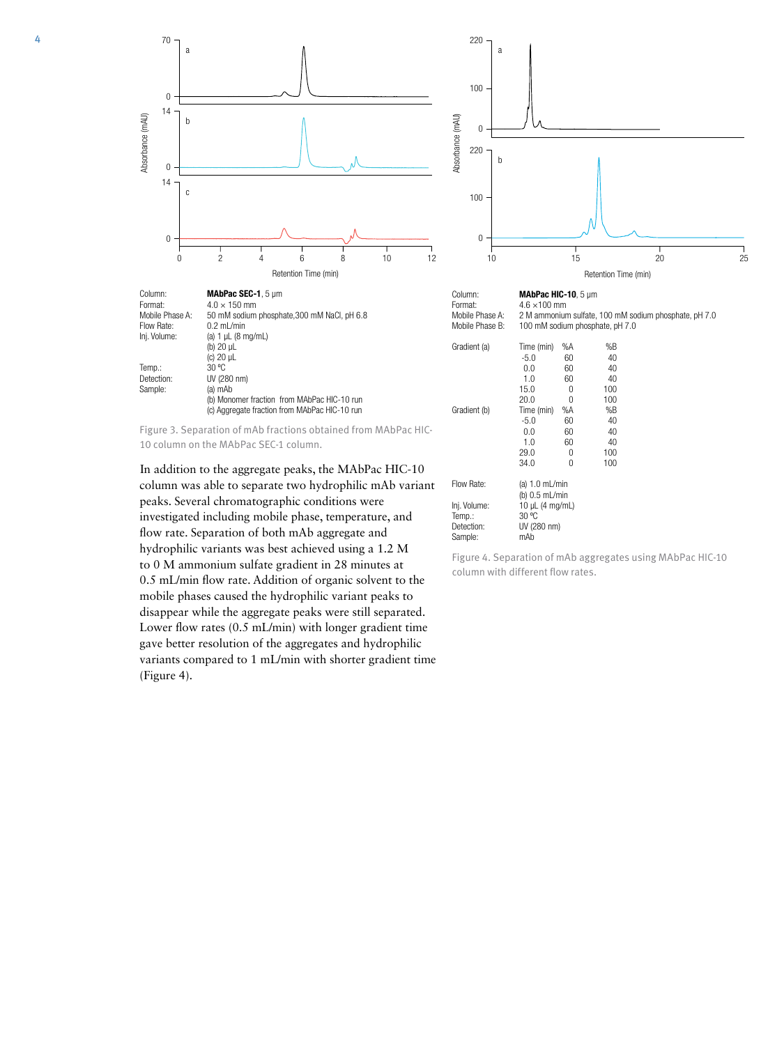| Column: | **MAbPac SEC-1**, 5 µm |
|---|---|
| Format: | 4.0 × 150 mm |
| Mobile Phase A: | 50 mM sodium phosphate,300 mM NaCl, pH 6.8 |
| Flow Rate: | 0.2 mL/min |
| Inj. Volume: | (a) 1 µL (8 mg/mL) |
| | (b) 20 µL |
| | (c) 20 µL |
| Temp.: | 30 °C |
| Detection: | UV (280 nm) |
| Sample: | (a) mAb |
| | (b) Monomer fraction from MAbPac HIC-10 run |
| | (c) Aggregate fraction from MAbPac HIC-10 run |

Figure 3. Separation of mAb fractions obtained from MAbPac HIC-10 column on the MAbPac SEC-1 column.

In addition to the aggregate peaks, the MAbPac HIC-10 column was able to separate two hydrophilic mAb variant peaks. Several chromatographic conditions were investigated including mobile phase, temperature, and flow rate. Separation of both mAb aggregate and hydrophilic variants was best achieved using a 1.2 M to 0 M ammonium sulfate gradient in 28 minutes at 0.5 mL/min flow rate. Addition of organic solvent to the mobile phases caused the hydrophilic variant peaks to disappear while the aggregate peaks were still separated. Lower flow rates (0.5 mL/min) with longer gradient time gave better resolution of the aggregates and hydrophilic variants compared to 1 mL/min with shorter gradient time (Figure 4).

| Column: | **MAbPac HIC-10**, 5 µm | | |
|---|---|---|---|
| Format: | 4.6 ×100 mm | | |
| Mobile Phase A: | 2 M ammonium sulfate, 100 mM sodium phosphate, pH 7.0 | | |
| Mobile Phase B: | 100 mM sodium phosphate, pH 7.0 | | |
| Gradient (a) | Time (min) | %A | %B |
| | -5.0 | 60 | 40 |
| | 0.0 | 60 | 40 |
| | 1.0 | 60 | 40 |
| | 15.0 | 0 | 100 |
| | 20.0 | 0 | 100 |
| Gradient (b) | Time (min) | %A | %B |
| | -5.0 | 60 | 40 |
| | 0.0 | 60 | 40 |
| | 1.0 | 60 | 40 |
| | 29.0 | 0 | 100 |
| | 34.0 | 0 | 100 |
| Flow Rate: | (a) 1.0 mL/min | | |
| | (b) 0.5 mL/min | | |
| Inj. Volume: | 10 µL (4 mg/mL) | | |
| Temp.: | 30 °C | | |
| Detection: | UV (280 nm) | | |
| Sample: | mAb | | |

Figure 4. Separation of mAb aggregates using MAbPac HIC-10 column with different flow rates.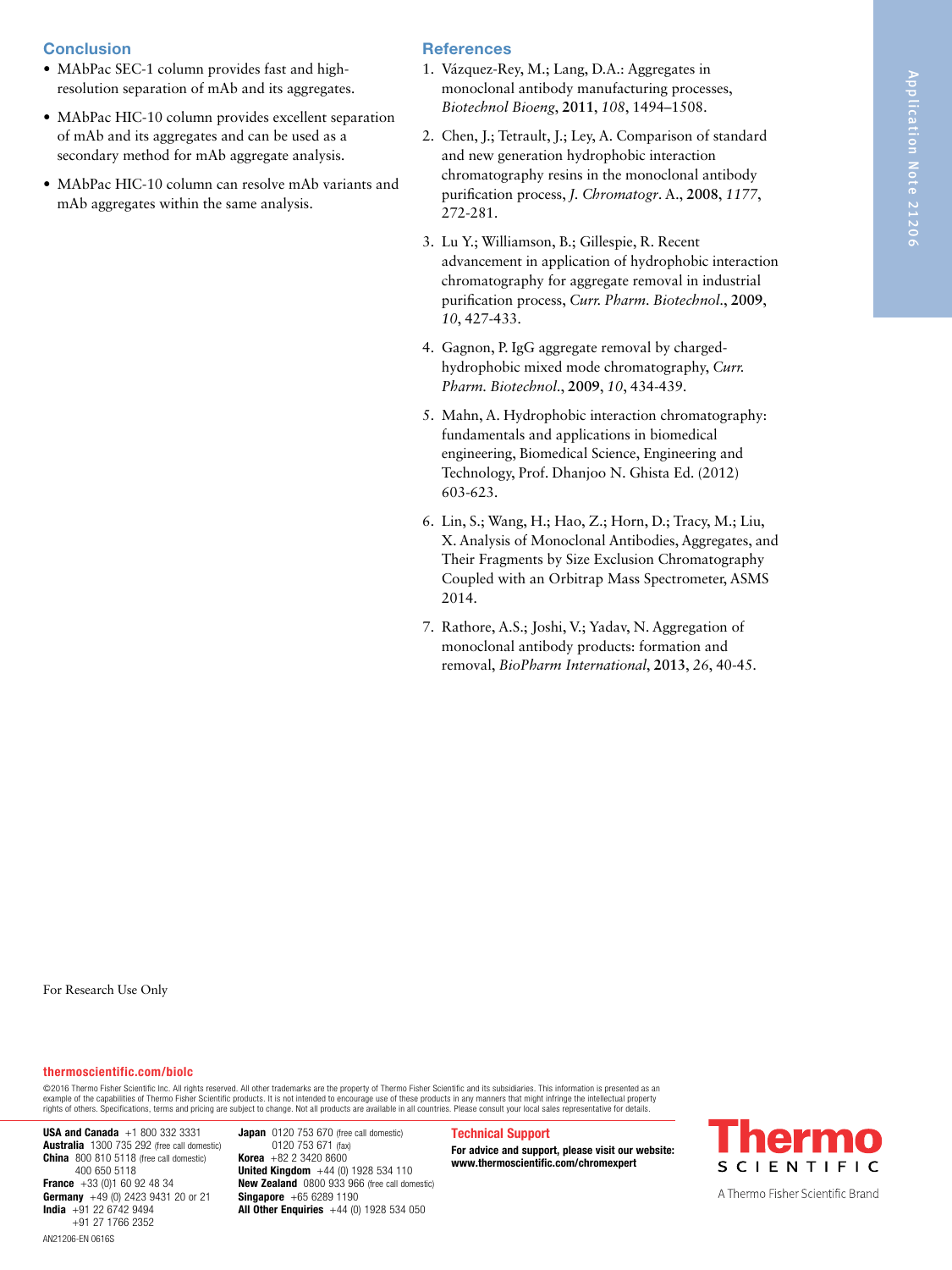## Conclusion

- MAbPac SEC-1 column provides fast and high-resolution separation of mAb and its aggregates.
- MAbPac HIC-10 column provides excellent separation of mAb and its aggregates and can be used as a secondary method for mAb aggregate analysis.
- MAbPac HIC-10 column can resolve mAb variants and mAb aggregates within the same analysis.

## References

1. Vázquez-Rey, M.; Lang, D.A.: Aggregates in monoclonal antibody manufacturing processes, *Biotechnol Bioeng*, **2011**, *108*, 1494–1508.
2. Chen, J.; Tetrault, J.; Ley, A. Comparison of standard and new generation hydrophobic interaction chromatography resins in the monoclonal antibody purification process, *J. Chromatogr*. A., **2008**, *1177*, 272-281.
3. Lu Y.; Williamson, B.; Gillespie, R. Recent advancement in application of hydrophobic interaction chromatography for aggregate removal in industrial purification process, *Curr. Pharm. Biotechnol*., **2009**, *10*, 427-433.
4. Gagnon, P. IgG aggregate removal by charged-hydrophobic mixed mode chromatography, *Curr. Pharm. Biotechnol*., **2009**, *10*, 434-439.
5. Mahn, A. Hydrophobic interaction chromatography: fundamentals and applications in biomedical engineering, Biomedical Science, Engineering and Technology, Prof. Dhanjoo N. Ghista Ed. (2012) 603-623.
6. Lin, S.; Wang, H.; Hao, Z.; Horn, D.; Tracy, M.; Liu, X. Analysis of Monoclonal Antibodies, Aggregates, and Their Fragments by Size Exclusion Chromatography Coupled with an Orbitrap Mass Spectrometer, ASMS 2014.
7. Rathore, A.S.; Joshi, V.; Yadav, N. Aggregation of monoclonal antibody products: formation and removal, *BioPharm International*, **2013**, *26*, 40-45.

For Research Use Only

**thermoscientific.com/biolc**

©2016 Thermo Fisher Scientific Inc. All rights reserved. All other trademarks are the property of Thermo Fisher Scientific and its subsidiaries. This information is presented as an example of the capabilities of Thermo Fisher Scientific products. It is not intended to encourage use of these products in any manners that might infringe the intellectual property rights of others. Specifications, terms and pricing are subject to change. Not all products are available in all countries. Please consult your local sales representative for details.

**USA and Canada** +1 800 332 3331
**Australia** 1300 735 292 (free call domestic)
**China** 800 810 5118 (free call domestic)
400 650 5118
**France** +33 (0)1 60 92 48 34
**Germany** +49 (0) 2423 9431 20 or 21
**India** +91 22 6742 9494
+91 27 1766 2352

**Japan** 0120 753 670 (free call domestic)
0120 753 671 (fax)
**Korea** +82 2 3420 8600
**United Kingdom** +44 (0) 1928 534 110
**New Zealand** 0800 933 966 (free call domestic)
**Singapore** +65 6289 1190
**All Other Enquiries** +44 (0) 1928 534 050

**Technical Support**
**For advice and support, please visit our website: www.thermoscientific.com/chromexpert**

Thermo SCIENTIFIC
A Thermo Fisher Scientific Brand

AN21206-EN 0616S